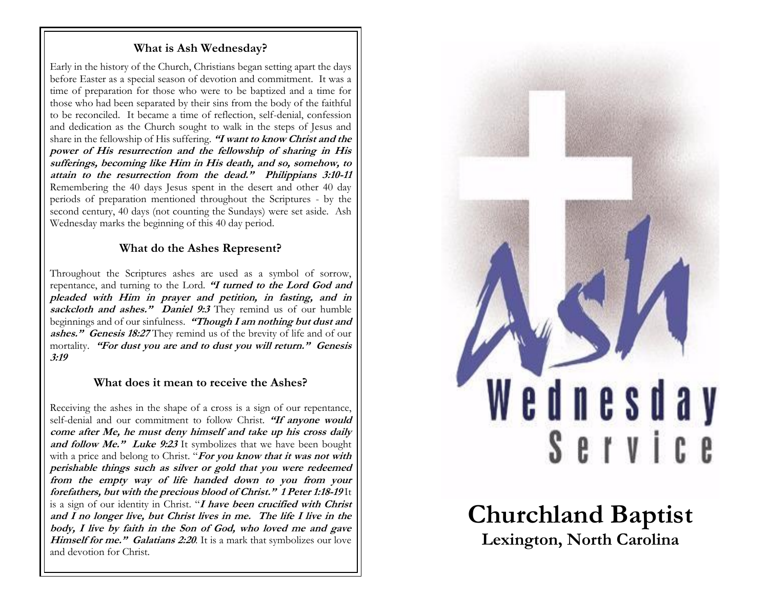## What is Ash Wednesday?

Early in the history of the Church, Christians began setting apart the days before Easter as a special season of devotion and commitment. It was a time of preparation for those who were to be baptized and a time for those who had been separated by their sins from the body of the faithful to be reconciled. It became a time of reflection, self-denial, confession and dedication as the Church sought to walk in the steps of Jesus and share in the fellowship of His suffering. ***"I want to know Christ and the power of His resurrection and the fellowship of sharing in His sufferings, becoming like Him in His death, and so, somehow, to attain to the resurrection from the dead." Philippians 3:10-11*** Remembering the 40 days Jesus spent in the desert and other 40 day periods of preparation mentioned throughout the Scriptures - by the second century, 40 days (not counting the Sundays) were set aside. Ash Wednesday marks the beginning of this 40 day period.

## What do the Ashes Represent?

Throughout the Scriptures ashes are used as a symbol of sorrow, repentance, and turning to the Lord. ***"I turned to the Lord God and pleaded with Him in prayer and petition, in fasting, and in sackcloth and ashes." Daniel 9:3*** They remind us of our humble beginnings and of our sinfulness. ***"Though I am nothing but dust and ashes." Genesis 18:27*** They remind us of the brevity of life and of our mortality. ***"For dust you are and to dust you will return." Genesis 3:19***

## What does it mean to receive the Ashes?

Receiving the ashes in the shape of a cross is a sign of our repentance, self-denial and our commitment to follow Christ. ***"If anyone would come after Me, he must deny himself and take up his cross daily and follow Me." Luke 9:23*** It symbolizes that we have been bought with a price and belong to Christ. "***For you know that it was not with perishable things such as silver or gold that you were redeemed from the empty way of life handed down to you from your forefathers, but with the precious blood of Christ." 1 Peter 1:18-19*** It is a sign of our identity in Christ. "***I have been crucified with Christ and I no longer live, but Christ lives in me. The life I live in the body, I live by faith in the Son of God, who loved me and gave Himself for me." Galatians 2:20***. It is a mark that symbolizes our love and devotion for Christ.

# Ash Wednesday Service

# Churchland Baptist

### Lexington, North Carolina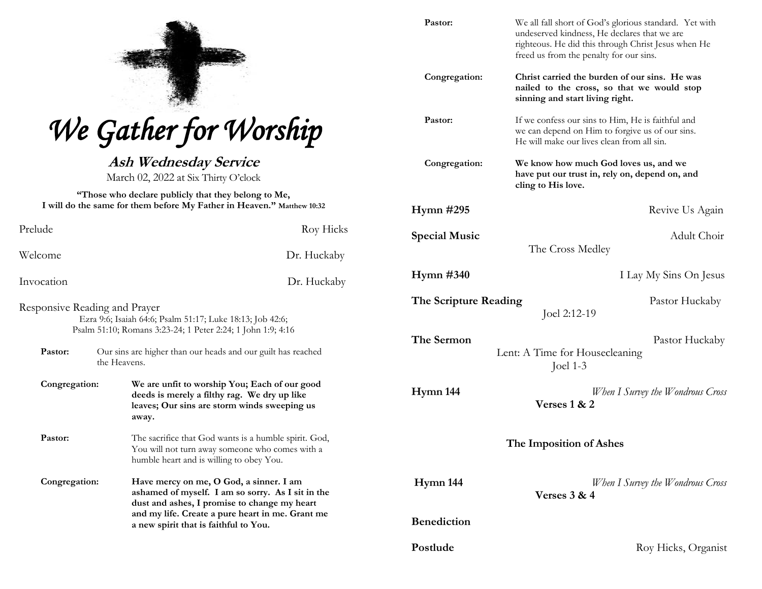# We Gather for Worship

## Ash Wednesday Service

March 02, 2022 at Six Thirty O'clock

**"Those who declare publicly that they belong to Me, I will do the same for them before My Father in Heaven." Matthew 10:32**

Prelude — Roy Hicks

Welcome — Dr. Huckaby

Invocation — Dr. Huckaby

Responsive Reading and Prayer

Ezra 9:6; Isaiah 64:6; Psalm 51:17; Luke 18:13; Job 42:6; Psalm 51:10; Romans 3:23-24; 1 Peter 2:24; 1 John 1:9; 4:16

**Pastor:** Our sins are higher than our heads and our guilt has reached the Heavens.

**Congregation:** **We are unfit to worship You; Each of our good deeds is merely a filthy rag. We dry up like leaves; Our sins are storm winds sweeping us away.**

**Pastor:** The sacrifice that God wants is a humble spirit. God, You will not turn away someone who comes with a humble heart and is willing to obey You.

**Congregation:** **Have mercy on me, O God, a sinner. I am ashamed of myself. I am so sorry. As I sit in the dust and ashes, I promise to change my heart and my life. Create a pure heart in me. Grant me a new spirit that is faithful to You.**

**Pastor:** We all fall short of God's glorious standard. Yet with undeserved kindness, He declares that we are righteous. He did this through Christ Jesus when He freed us from the penalty for our sins.

**Congregation:** **Christ carried the burden of our sins. He was nailed to the cross, so that we would stop sinning and start living right.**

**Pastor:** If we confess our sins to Him, He is faithful and we can depend on Him to forgive us of our sins. He will make our lives clean from all sin.

**Congregation:** **We know how much God loves us, and we have put our trust in, rely on, depend on, and cling to His love.**

**Hymn #295** — Revive Us Again

**Special Music** — Adult Choir
The Cross Medley

**Hymn #340** — I Lay My Sins On Jesus

**The Scripture Reading** — Pastor Huckaby
Joel 2:12-19

**The Sermon** — Pastor Huckaby
Lent: A Time for Housecleaning
Joel 1-3

**Hymn 144** — *When I Survey the Wondrous Cross*
**Verses 1 & 2**

**The Imposition of Ashes**

**Hymn 144** — *When I Survey the Wondrous Cross*
**Verses 3 & 4**

**Benediction**

**Postlude** — Roy Hicks, Organist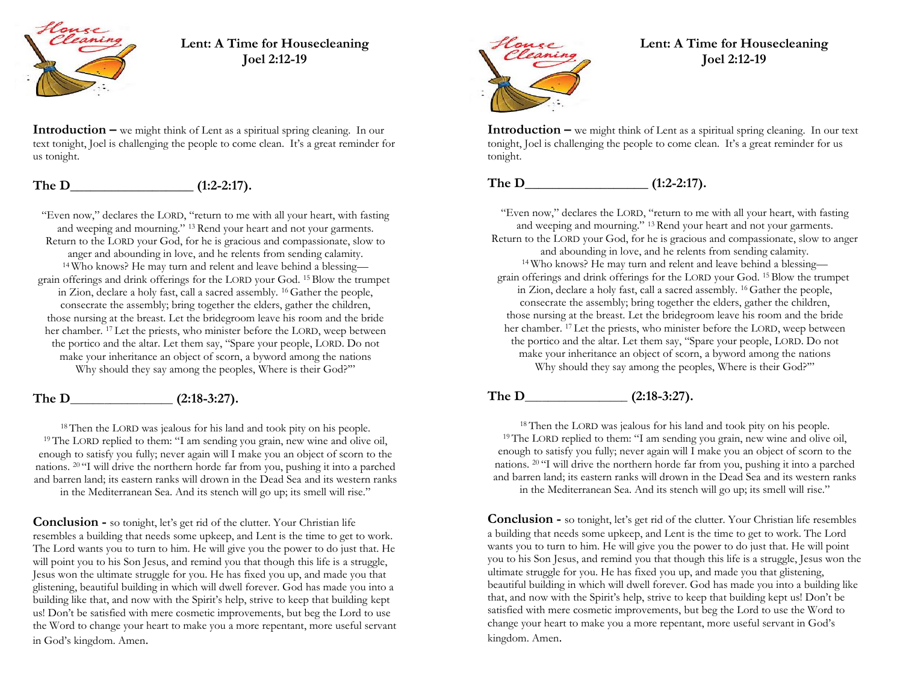# Lent: A Time for Housecleaning
## Joel 2:12-19

**Introduction –** we might think of Lent as a spiritual spring cleaning. In our text tonight, Joel is challenging the people to come clean. It's a great reminder for us tonight.

### The D__________________ (1:2-2:17).

"Even now," declares the LORD, "return to me with all your heart, with fasting and weeping and mourning." [13] Rend your heart and not your garments. Return to the LORD your God, for he is gracious and compassionate, slow to anger and abounding in love, and he relents from sending calamity. [14] Who knows? He may turn and relent and leave behind a blessing— grain offerings and drink offerings for the LORD your God. [15] Blow the trumpet in Zion, declare a holy fast, call a sacred assembly. [16] Gather the people, consecrate the assembly; bring together the elders, gather the children, those nursing at the breast. Let the bridegroom leave his room and the bride her chamber. [17] Let the priests, who minister before the LORD, weep between the portico and the altar. Let them say, "Spare your people, LORD. Do not make your inheritance an object of scorn, a byword among the nations Why should they say among the peoples, Where is their God?'"

### The D_______________ (2:18-3:27).

[18] Then the LORD was jealous for his land and took pity on his people. [19] The LORD replied to them: "I am sending you grain, new wine and olive oil, enough to satisfy you fully; never again will I make you an object of scorn to the nations. [20] "I will drive the northern horde far from you, pushing it into a parched and barren land; its eastern ranks will drown in the Dead Sea and its western ranks in the Mediterranean Sea. And its stench will go up; its smell will rise."

**Conclusion -** so tonight, let's get rid of the clutter. Your Christian life resembles a building that needs some upkeep, and Lent is the time to get to work. The Lord wants you to turn to him. He will give you the power to do just that. He will point you to his Son Jesus, and remind you that though this life is a struggle, Jesus won the ultimate struggle for you. He has fixed you up, and made you that glistening, beautiful building in which will dwell forever. God has made you into a building like that, and now with the Spirit's help, strive to keep that building kept us! Don't be satisfied with mere cosmetic improvements, but beg the Lord to use the Word to change your heart to make you a more repentant, more useful servant in God's kingdom. Amen.